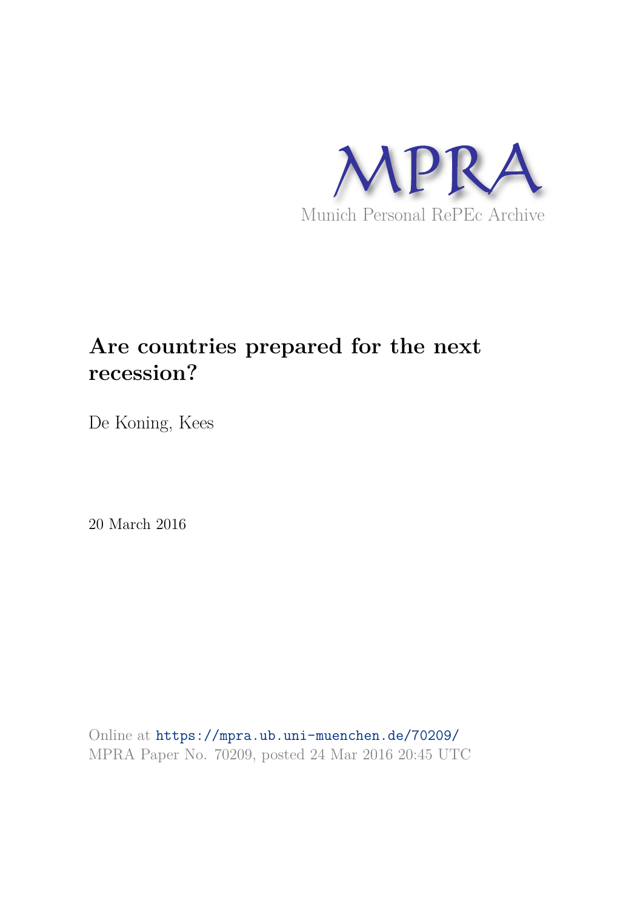MPRA

Munich Personal RePEc Archive

# Are countries prepared for the next recession?

De Koning, Kees

20 March 2016

Online at https://mpra.ub.uni-muenchen.de/70209/
MPRA Paper No. 70209, posted 24 Mar 2016 20:45 UTC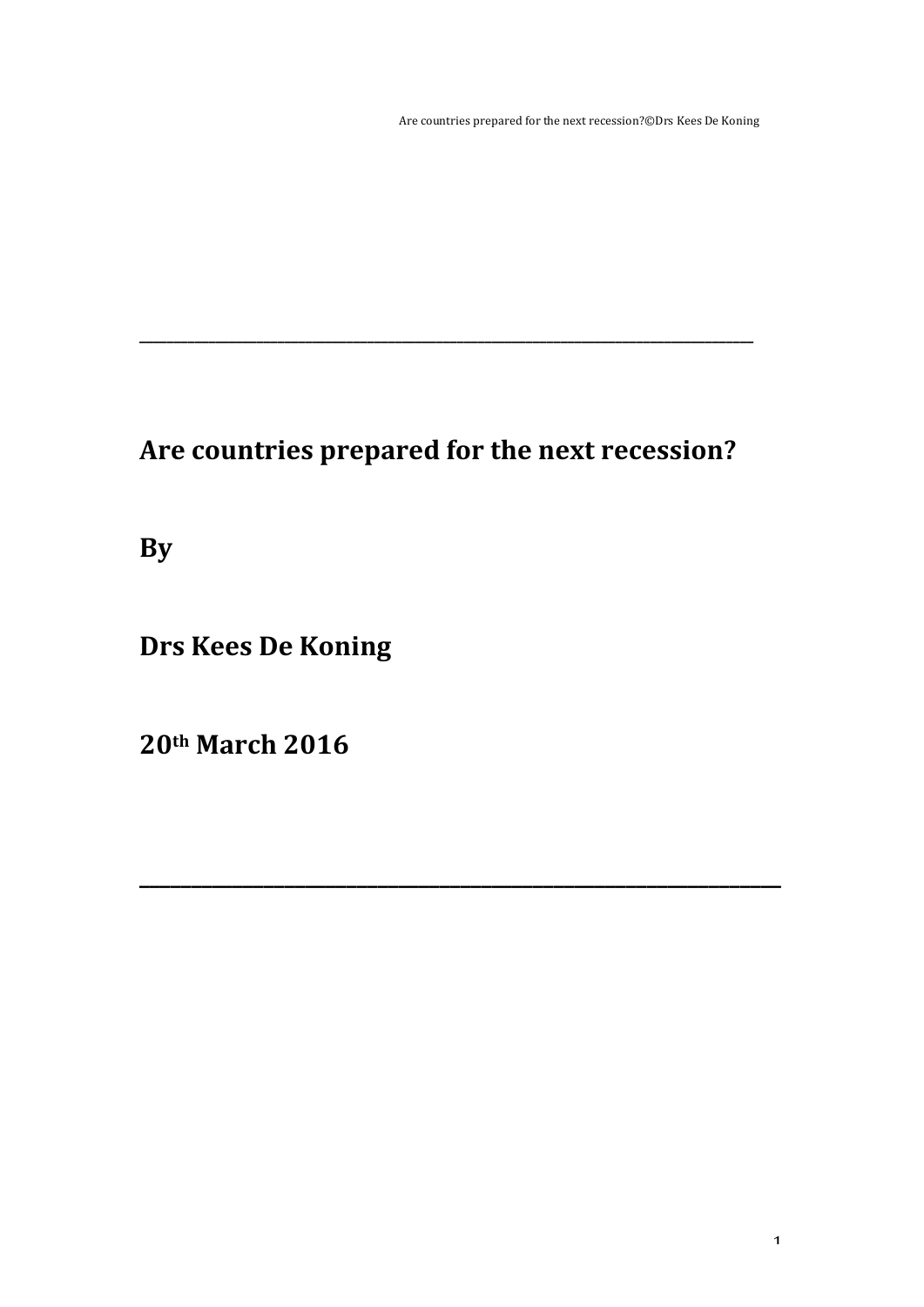# Are countries prepared for the next recession?

**By**

**Drs Kees De Koning**

**20th March 2016**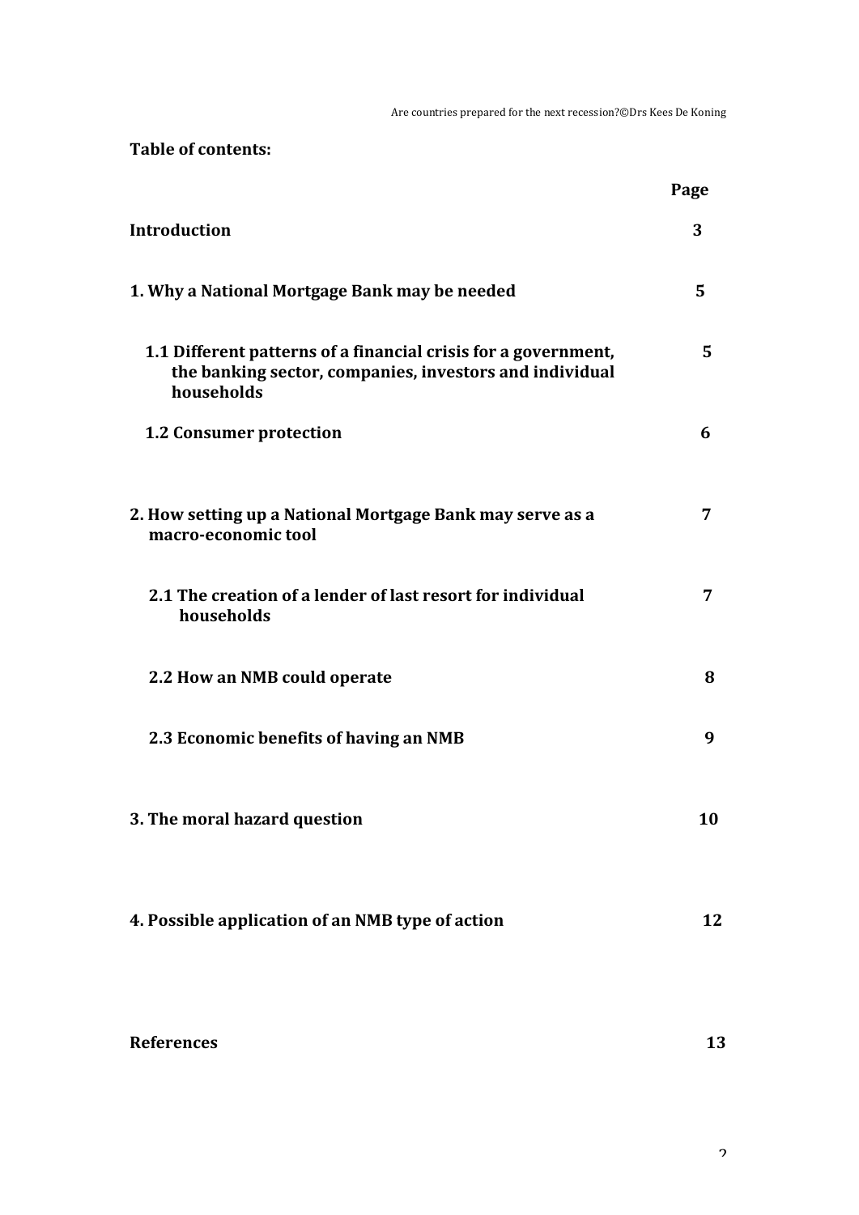**Table of contents:**

| | Page |
|---|---|
| **Introduction** | **3** |
| **1. Why a National Mortgage Bank may be needed** | **5** |
| **1.1 Different patterns of a financial crisis for a government, the banking sector, companies, investors and individual households** | **5** |
| **1.2 Consumer protection** | **6** |
| **2. How setting up a National Mortgage Bank may serve as a macro-economic tool** | **7** |
| **2.1 The creation of a lender of last resort for individual households** | **7** |
| **2.2 How an NMB could operate** | **8** |
| **2.3 Economic benefits of having an NMB** | **9** |
| **3. The moral hazard question** | **10** |
| **4. Possible application of an NMB type of action** | **12** |
| **References** | **13** |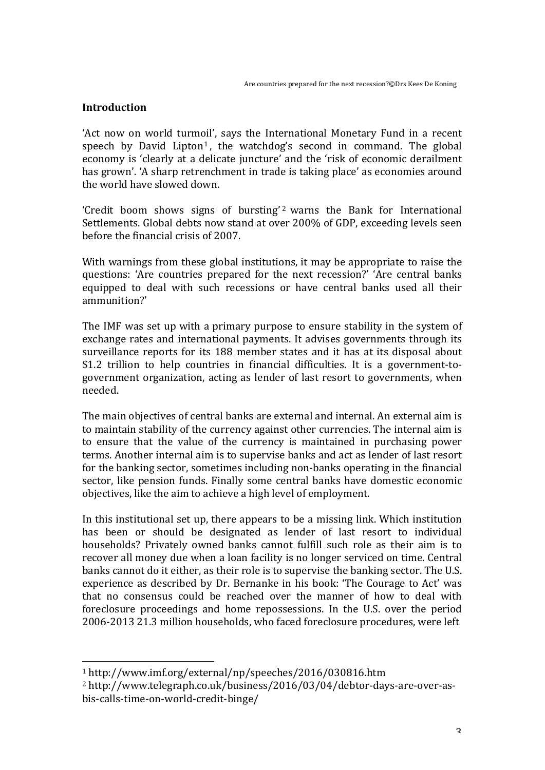## Introduction

'Act now on world turmoil', says the International Monetary Fund in a recent speech by David Lipton[1], the watchdog's second in command. The global economy is 'clearly at a delicate juncture' and the 'risk of economic derailment has grown'. 'A sharp retrenchment in trade is taking place' as economies around the world have slowed down.

'Credit boom shows signs of bursting'[2] warns the Bank for International Settlements. Global debts now stand at over 200% of GDP, exceeding levels seen before the financial crisis of 2007.

With warnings from these global institutions, it may be appropriate to raise the questions: 'Are countries prepared for the next recession?' 'Are central banks equipped to deal with such recessions or have central banks used all their ammunition?'

The IMF was set up with a primary purpose to ensure stability in the system of exchange rates and international payments. It advises governments through its surveillance reports for its 188 member states and it has at its disposal about $1.2 trillion to help countries in financial difficulties. It is a government-to-government organization, acting as lender of last resort to governments, when needed.

The main objectives of central banks are external and internal. An external aim is to maintain stability of the currency against other currencies. The internal aim is to ensure that the value of the currency is maintained in purchasing power terms. Another internal aim is to supervise banks and act as lender of last resort for the banking sector, sometimes including non-banks operating in the financial sector, like pension funds. Finally some central banks have domestic economic objectives, like the aim to achieve a high level of employment.

In this institutional set up, there appears to be a missing link. Which institution has been or should be designated as lender of last resort to individual households? Privately owned banks cannot fulfill such role as their aim is to recover all money due when a loan facility is no longer serviced on time. Central banks cannot do it either, as their role is to supervise the banking sector. The U.S. experience as described by Dr. Bernanke in his book: 'The Courage to Act' was that no consensus could be reached over the manner of how to deal with foreclosure proceedings and home repossessions. In the U.S. over the period 2006-2013 21.3 million households, who faced foreclosure procedures, were left

[1] http://www.imf.org/external/np/speeches/2016/030816.htm

[2] http://www.telegraph.co.uk/business/2016/03/04/debtor-days-are-over-as-bis-calls-time-on-world-credit-binge/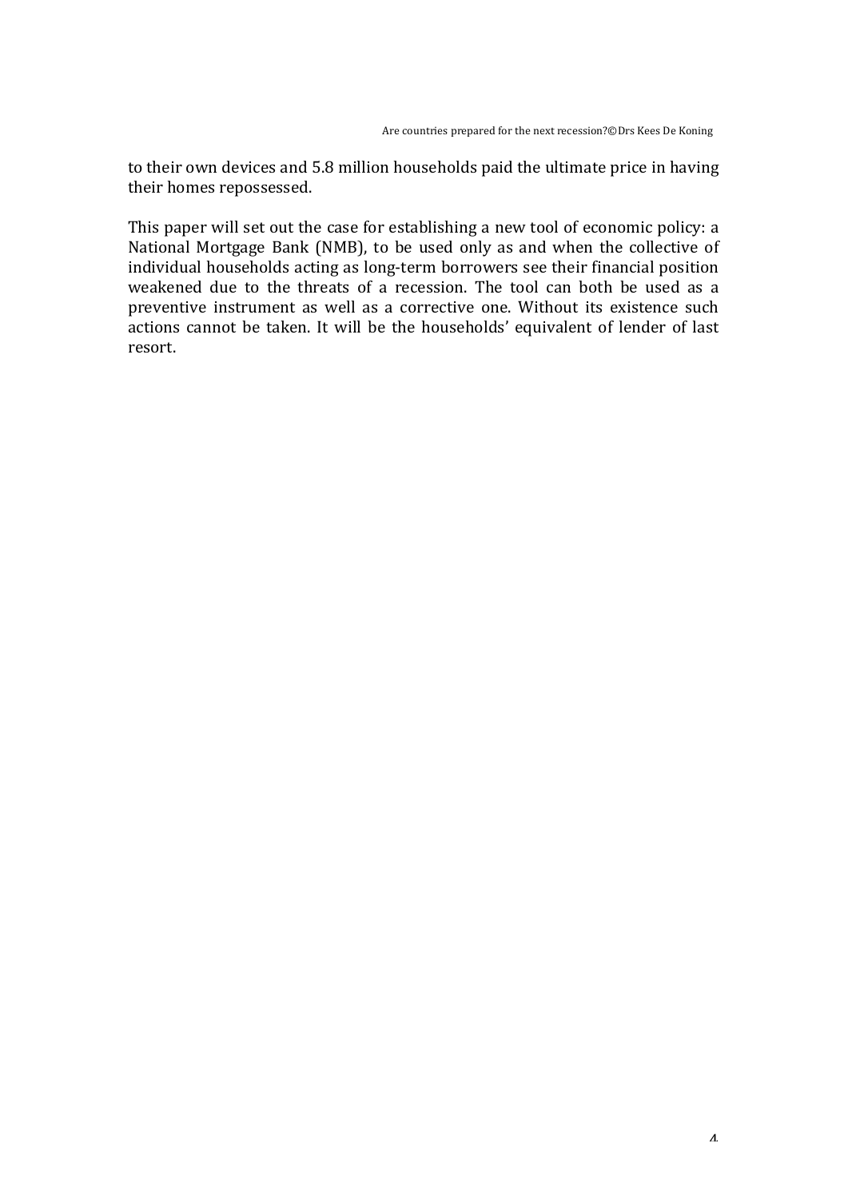to their own devices and 5.8 million households paid the ultimate price in having their homes repossessed.

This paper will set out the case for establishing a new tool of economic policy: a National Mortgage Bank (NMB), to be used only as and when the collective of individual households acting as long-term borrowers see their financial position weakened due to the threats of a recession. The tool can both be used as a preventive instrument as well as a corrective one. Without its existence such actions cannot be taken. It will be the households' equivalent of lender of last resort.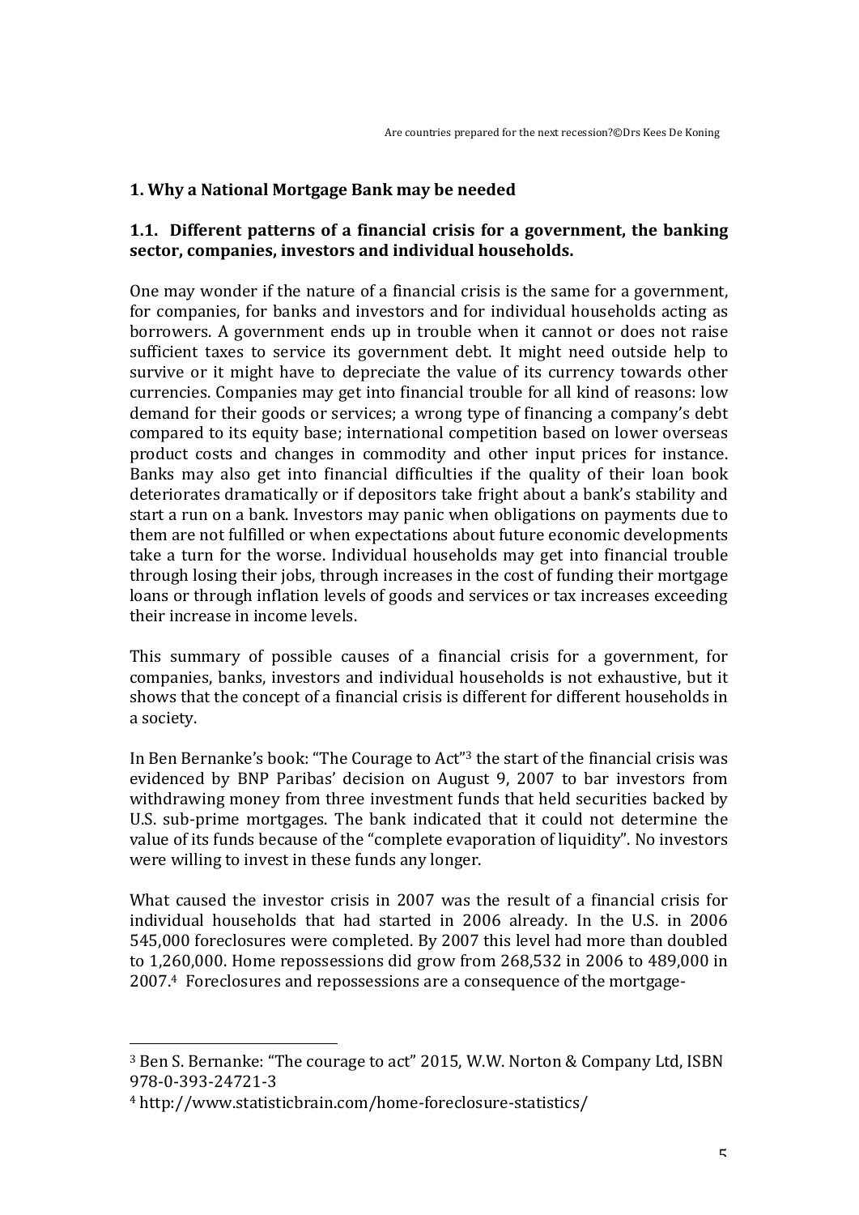## 1. Why a National Mortgage Bank may be needed

### 1.1. Different patterns of a financial crisis for a government, the banking sector, companies, investors and individual households.

One may wonder if the nature of a financial crisis is the same for a government, for companies, for banks and investors and for individual households acting as borrowers. A government ends up in trouble when it cannot or does not raise sufficient taxes to service its government debt. It might need outside help to survive or it might have to depreciate the value of its currency towards other currencies. Companies may get into financial trouble for all kind of reasons: low demand for their goods or services; a wrong type of financing a company's debt compared to its equity base; international competition based on lower overseas product costs and changes in commodity and other input prices for instance. Banks may also get into financial difficulties if the quality of their loan book deteriorates dramatically or if depositors take fright about a bank's stability and start a run on a bank. Investors may panic when obligations on payments due to them are not fulfilled or when expectations about future economic developments take a turn for the worse. Individual households may get into financial trouble through losing their jobs, through increases in the cost of funding their mortgage loans or through inflation levels of goods and services or tax increases exceeding their increase in income levels.

This summary of possible causes of a financial crisis for a government, for companies, banks, investors and individual households is not exhaustive, but it shows that the concept of a financial crisis is different for different households in a society.

In Ben Bernanke's book: "The Courage to Act"[3] the start of the financial crisis was evidenced by BNP Paribas' decision on August 9, 2007 to bar investors from withdrawing money from three investment funds that held securities backed by U.S. sub-prime mortgages. The bank indicated that it could not determine the value of its funds because of the "complete evaporation of liquidity". No investors were willing to invest in these funds any longer.

What caused the investor crisis in 2007 was the result of a financial crisis for individual households that had started in 2006 already. In the U.S. in 2006 545,000 foreclosures were completed. By 2007 this level had more than doubled to 1,260,000. Home repossessions did grow from 268,532 in 2006 to 489,000 in 2007.[4] Foreclosures and repossessions are a consequence of the mortgage-

[3] Ben S. Bernanke: "The courage to act" 2015, W.W. Norton & Company Ltd, ISBN 978-0-393-24721-3

[4] http://www.statisticbrain.com/home-foreclosure-statistics/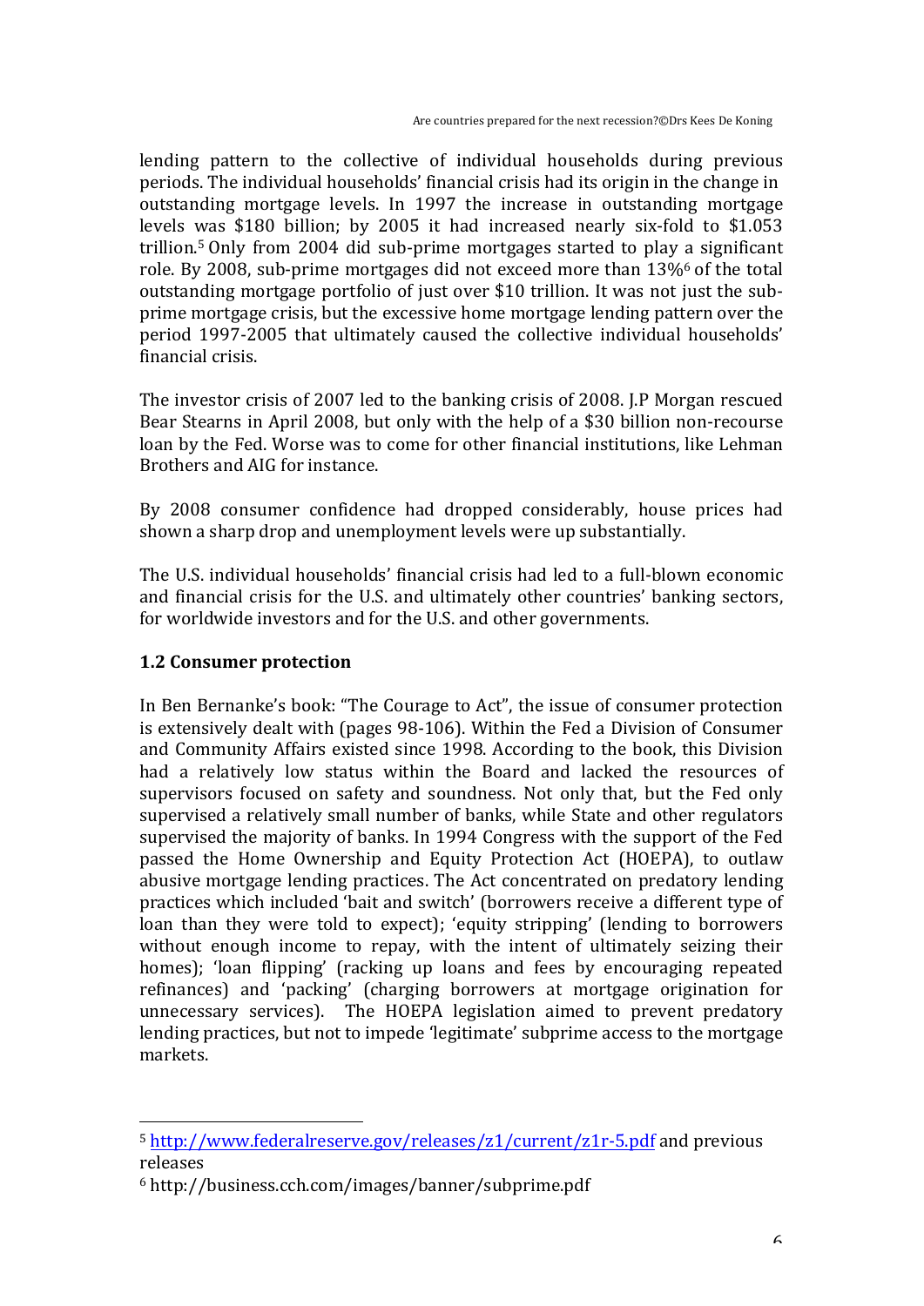lending pattern to the collective of individual households during previous periods. The individual households' financial crisis had its origin in the change in outstanding mortgage levels. In 1997 the increase in outstanding mortgage levels was $180 billion; by 2005 it had increased nearly six-fold to $1.053 trillion.[5] Only from 2004 did sub-prime mortgages started to play a significant role. By 2008, sub-prime mortgages did not exceed more than 13%[6] of the total outstanding mortgage portfolio of just over $10 trillion. It was not just the sub-prime mortgage crisis, but the excessive home mortgage lending pattern over the period 1997-2005 that ultimately caused the collective individual households' financial crisis.

The investor crisis of 2007 led to the banking crisis of 2008. J.P Morgan rescued Bear Stearns in April 2008, but only with the help of a $30 billion non-recourse loan by the Fed. Worse was to come for other financial institutions, like Lehman Brothers and AIG for instance.

By 2008 consumer confidence had dropped considerably, house prices had shown a sharp drop and unemployment levels were up substantially.

The U.S. individual households' financial crisis had led to a full-blown economic and financial crisis for the U.S. and ultimately other countries' banking sectors, for worldwide investors and for the U.S. and other governments.

## 1.2 Consumer protection

In Ben Bernanke's book: "The Courage to Act", the issue of consumer protection is extensively dealt with (pages 98-106). Within the Fed a Division of Consumer and Community Affairs existed since 1998. According to the book, this Division had a relatively low status within the Board and lacked the resources of supervisors focused on safety and soundness. Not only that, but the Fed only supervised a relatively small number of banks, while State and other regulators supervised the majority of banks. In 1994 Congress with the support of the Fed passed the Home Ownership and Equity Protection Act (HOEPA), to outlaw abusive mortgage lending practices. The Act concentrated on predatory lending practices which included 'bait and switch' (borrowers receive a different type of loan than they were told to expect); 'equity stripping' (lending to borrowers without enough income to repay, with the intent of ultimately seizing their homes); 'loan flipping' (racking up loans and fees by encouraging repeated refinances) and 'packing' (charging borrowers at mortgage origination for unnecessary services). The HOEPA legislation aimed to prevent predatory lending practices, but not to impede 'legitimate' subprime access to the mortgage markets.

[5] http://www.federalreserve.gov/releases/z1/current/z1r-5.pdf and previous releases

[6] http://business.cch.com/images/banner/subprime.pdf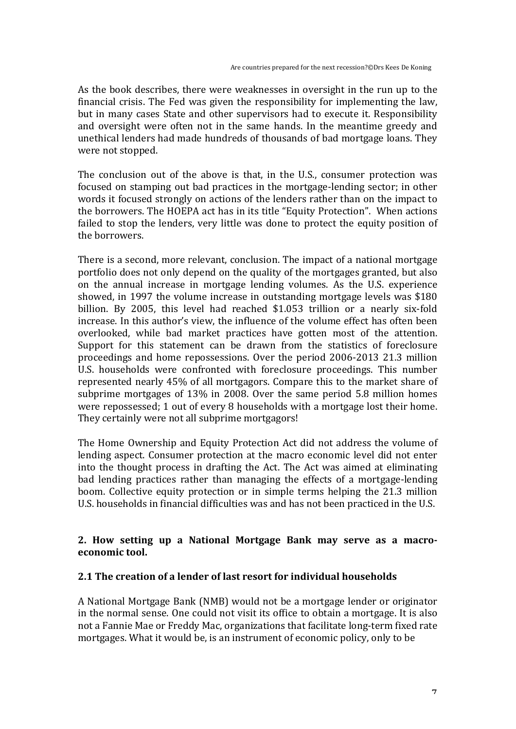As the book describes, there were weaknesses in oversight in the run up to the financial crisis. The Fed was given the responsibility for implementing the law, but in many cases State and other supervisors had to execute it. Responsibility and oversight were often not in the same hands. In the meantime greedy and unethical lenders had made hundreds of thousands of bad mortgage loans. They were not stopped.

The conclusion out of the above is that, in the U.S., consumer protection was focused on stamping out bad practices in the mortgage-lending sector; in other words it focused strongly on actions of the lenders rather than on the impact to the borrowers. The HOEPA act has in its title "Equity Protection". When actions failed to stop the lenders, very little was done to protect the equity position of the borrowers.

There is a second, more relevant, conclusion. The impact of a national mortgage portfolio does not only depend on the quality of the mortgages granted, but also on the annual increase in mortgage lending volumes. As the U.S. experience showed, in 1997 the volume increase in outstanding mortgage levels was $180 billion. By 2005, this level had reached $1.053 trillion or a nearly six-fold increase. In this author's view, the influence of the volume effect has often been overlooked, while bad market practices have gotten most of the attention. Support for this statement can be drawn from the statistics of foreclosure proceedings and home repossessions. Over the period 2006-2013 21.3 million U.S. households were confronted with foreclosure proceedings. This number represented nearly 45% of all mortgagors. Compare this to the market share of subprime mortgages of 13% in 2008. Over the same period 5.8 million homes were repossessed; 1 out of every 8 households with a mortgage lost their home. They certainly were not all subprime mortgagors!

The Home Ownership and Equity Protection Act did not address the volume of lending aspect. Consumer protection at the macro economic level did not enter into the thought process in drafting the Act. The Act was aimed at eliminating bad lending practices rather than managing the effects of a mortgage-lending boom. Collective equity protection or in simple terms helping the 21.3 million U.S. households in financial difficulties was and has not been practiced in the U.S.

## 2. How setting up a National Mortgage Bank may serve as a macro-economic tool.

### 2.1 The creation of a lender of last resort for individual households

A National Mortgage Bank (NMB) would not be a mortgage lender or originator in the normal sense. One could not visit its office to obtain a mortgage. It is also not a Fannie Mae or Freddy Mac, organizations that facilitate long-term fixed rate mortgages. What it would be, is an instrument of economic policy, only to be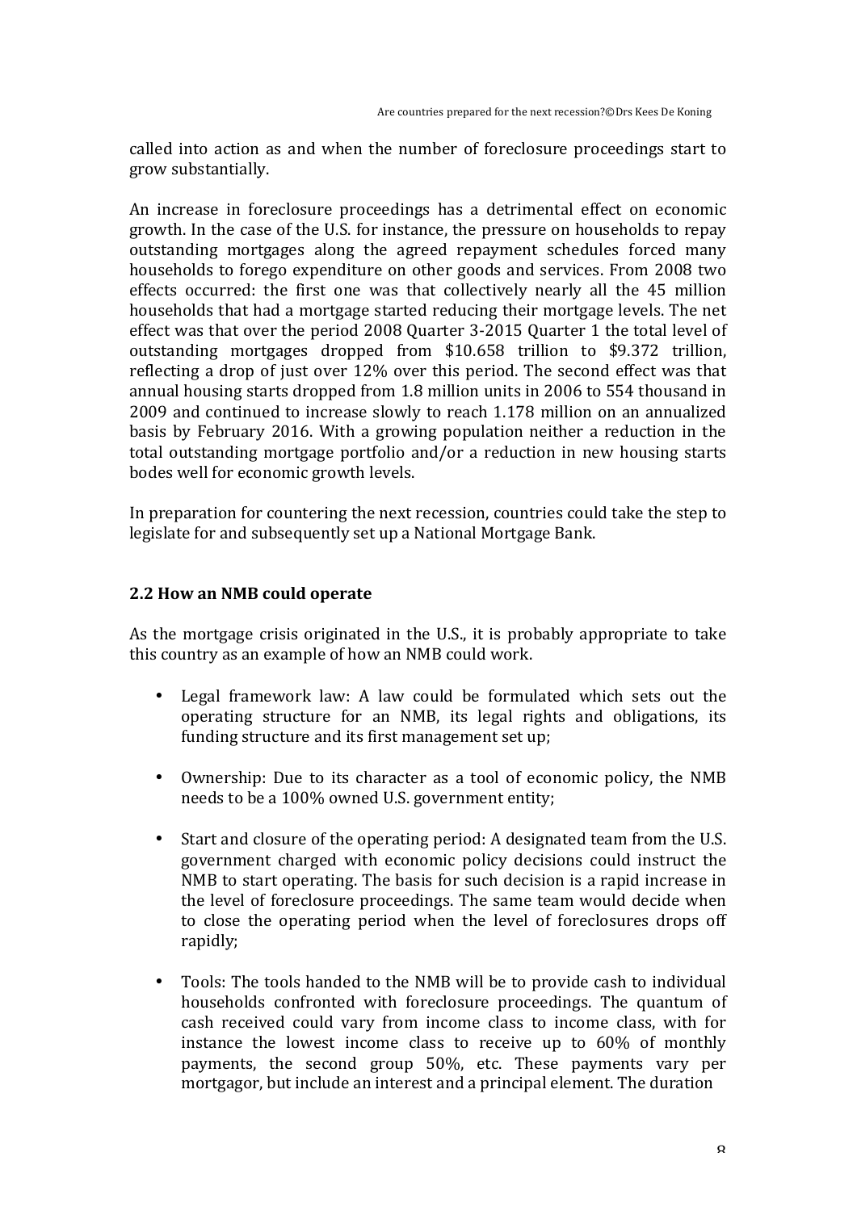called into action as and when the number of foreclosure proceedings start to grow substantially.

An increase in foreclosure proceedings has a detrimental effect on economic growth. In the case of the U.S. for instance, the pressure on households to repay outstanding mortgages along the agreed repayment schedules forced many households to forego expenditure on other goods and services. From 2008 two effects occurred: the first one was that collectively nearly all the 45 million households that had a mortgage started reducing their mortgage levels. The net effect was that over the period 2008 Quarter 3-2015 Quarter 1 the total level of outstanding mortgages dropped from $10.658 trillion to $9.372 trillion, reflecting a drop of just over 12% over this period. The second effect was that annual housing starts dropped from 1.8 million units in 2006 to 554 thousand in 2009 and continued to increase slowly to reach 1.178 million on an annualized basis by February 2016. With a growing population neither a reduction in the total outstanding mortgage portfolio and/or a reduction in new housing starts bodes well for economic growth levels.

In preparation for countering the next recession, countries could take the step to legislate for and subsequently set up a National Mortgage Bank.

### 2.2 How an NMB could operate

As the mortgage crisis originated in the U.S., it is probably appropriate to take this country as an example of how an NMB could work.

- Legal framework law: A law could be formulated which sets out the operating structure for an NMB, its legal rights and obligations, its funding structure and its first management set up;

- Ownership: Due to its character as a tool of economic policy, the NMB needs to be a 100% owned U.S. government entity;

- Start and closure of the operating period: A designated team from the U.S. government charged with economic policy decisions could instruct the NMB to start operating. The basis for such decision is a rapid increase in the level of foreclosure proceedings. The same team would decide when to close the operating period when the level of foreclosures drops off rapidly;

- Tools: The tools handed to the NMB will be to provide cash to individual households confronted with foreclosure proceedings. The quantum of cash received could vary from income class to income class, with for instance the lowest income class to receive up to 60% of monthly payments, the second group 50%, etc. These payments vary per mortgagor, but include an interest and a principal element. The duration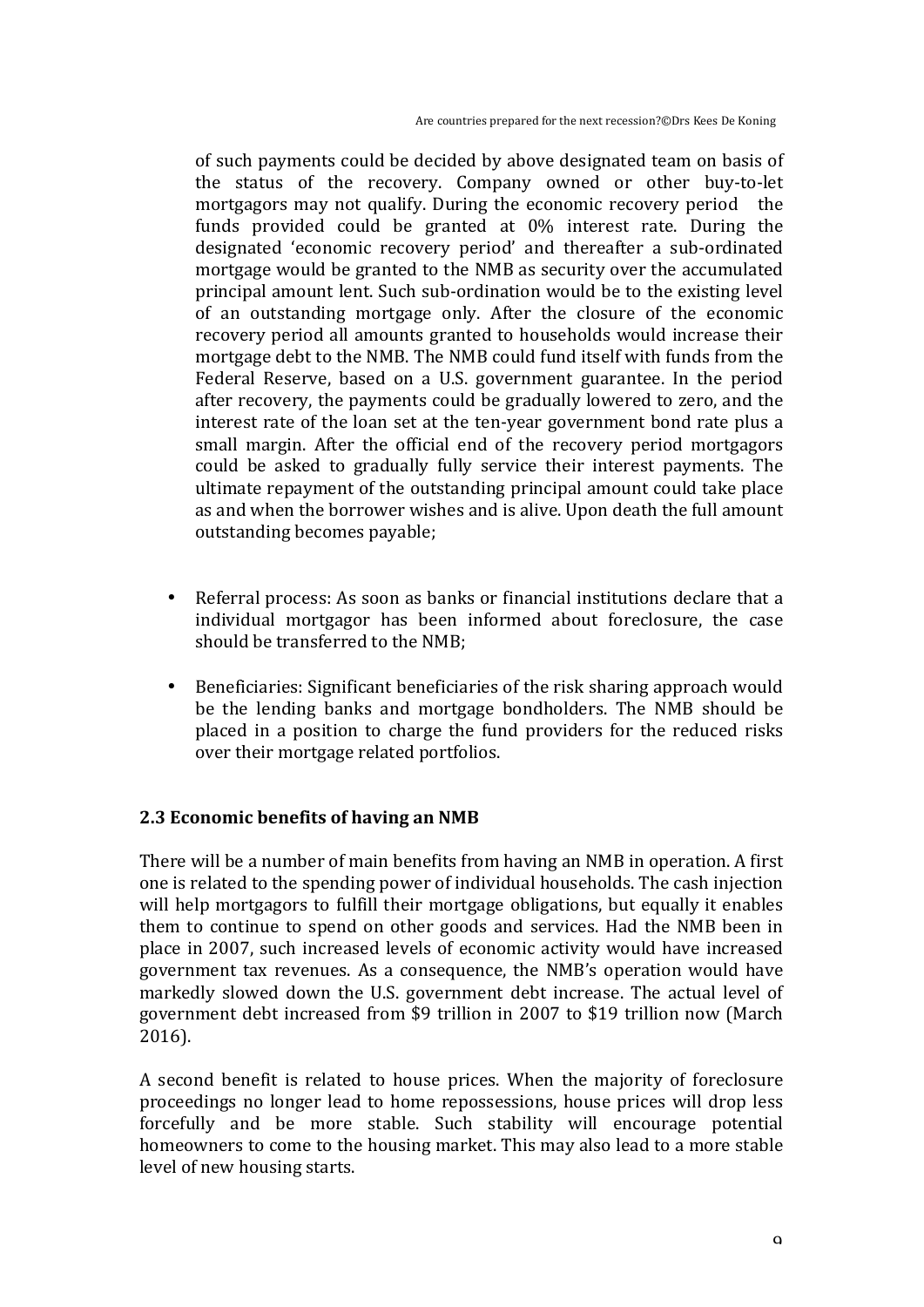of such payments could be decided by above designated team on basis of the status of the recovery. Company owned or other buy-to-let mortgagors may not qualify. During the economic recovery period the funds provided could be granted at 0% interest rate. During the designated 'economic recovery period' and thereafter a sub-ordinated mortgage would be granted to the NMB as security over the accumulated principal amount lent. Such sub-ordination would be to the existing level of an outstanding mortgage only. After the closure of the economic recovery period all amounts granted to households would increase their mortgage debt to the NMB. The NMB could fund itself with funds from the Federal Reserve, based on a U.S. government guarantee. In the period after recovery, the payments could be gradually lowered to zero, and the interest rate of the loan set at the ten-year government bond rate plus a small margin. After the official end of the recovery period mortgagors could be asked to gradually fully service their interest payments. The ultimate repayment of the outstanding principal amount could take place as and when the borrower wishes and is alive. Upon death the full amount outstanding becomes payable;

- Referral process: As soon as banks or financial institutions declare that a individual mortgagor has been informed about foreclosure, the case should be transferred to the NMB;

- Beneficiaries: Significant beneficiaries of the risk sharing approach would be the lending banks and mortgage bondholders. The NMB should be placed in a position to charge the fund providers for the reduced risks over their mortgage related portfolios.

### 2.3 Economic benefits of having an NMB

There will be a number of main benefits from having an NMB in operation. A first one is related to the spending power of individual households. The cash injection will help mortgagors to fulfill their mortgage obligations, but equally it enables them to continue to spend on other goods and services. Had the NMB been in place in 2007, such increased levels of economic activity would have increased government tax revenues. As a consequence, the NMB's operation would have markedly slowed down the U.S. government debt increase. The actual level of government debt increased from $9 trillion in 2007 to $19 trillion now (March 2016).

A second benefit is related to house prices. When the majority of foreclosure proceedings no longer lead to home repossessions, house prices will drop less forcefully and be more stable. Such stability will encourage potential homeowners to come to the housing market. This may also lead to a more stable level of new housing starts.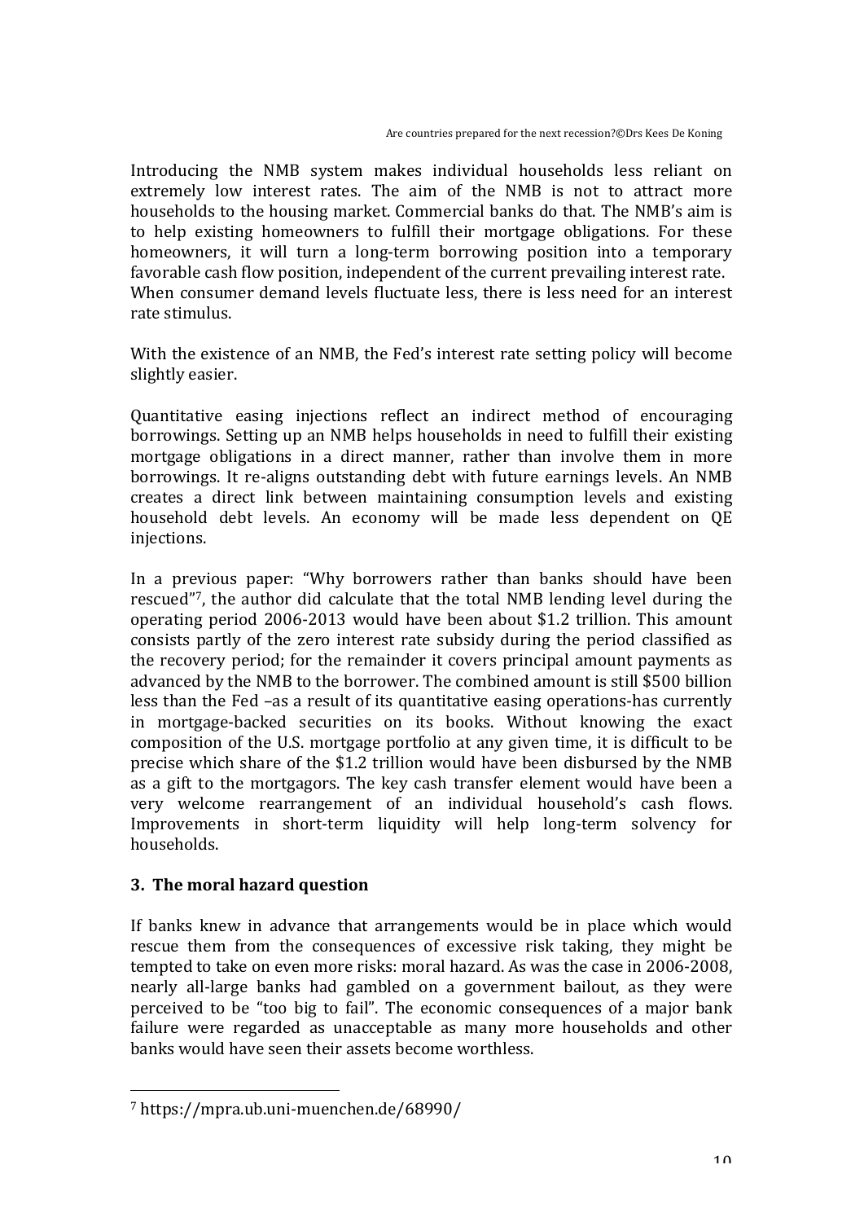Introducing the NMB system makes individual households less reliant on extremely low interest rates. The aim of the NMB is not to attract more households to the housing market. Commercial banks do that. The NMB's aim is to help existing homeowners to fulfill their mortgage obligations. For these homeowners, it will turn a long-term borrowing position into a temporary favorable cash flow position, independent of the current prevailing interest rate. When consumer demand levels fluctuate less, there is less need for an interest rate stimulus.

With the existence of an NMB, the Fed's interest rate setting policy will become slightly easier.

Quantitative easing injections reflect an indirect method of encouraging borrowings. Setting up an NMB helps households in need to fulfill their existing mortgage obligations in a direct manner, rather than involve them in more borrowings. It re-aligns outstanding debt with future earnings levels. An NMB creates a direct link between maintaining consumption levels and existing household debt levels. An economy will be made less dependent on QE injections.

In a previous paper: "Why borrowers rather than banks should have been rescued"[7], the author did calculate that the total NMB lending level during the operating period 2006-2013 would have been about $1.2 trillion. This amount consists partly of the zero interest rate subsidy during the period classified as the recovery period; for the remainder it covers principal amount payments as advanced by the NMB to the borrower. The combined amount is still $500 billion less than the Fed –as a result of its quantitative easing operations-has currently in mortgage-backed securities on its books. Without knowing the exact composition of the U.S. mortgage portfolio at any given time, it is difficult to be precise which share of the $1.2 trillion would have been disbursed by the NMB as a gift to the mortgagors. The key cash transfer element would have been a very welcome rearrangement of an individual household's cash flows. Improvements in short-term liquidity will help long-term solvency for households.

## 3. The moral hazard question

If banks knew in advance that arrangements would be in place which would rescue them from the consequences of excessive risk taking, they might be tempted to take on even more risks: moral hazard. As was the case in 2006-2008, nearly all-large banks had gambled on a government bailout, as they were perceived to be "too big to fail". The economic consequences of a major bank failure were regarded as unacceptable as many more households and other banks would have seen their assets become worthless.

---

[7] https://mpra.ub.uni-muenchen.de/68990/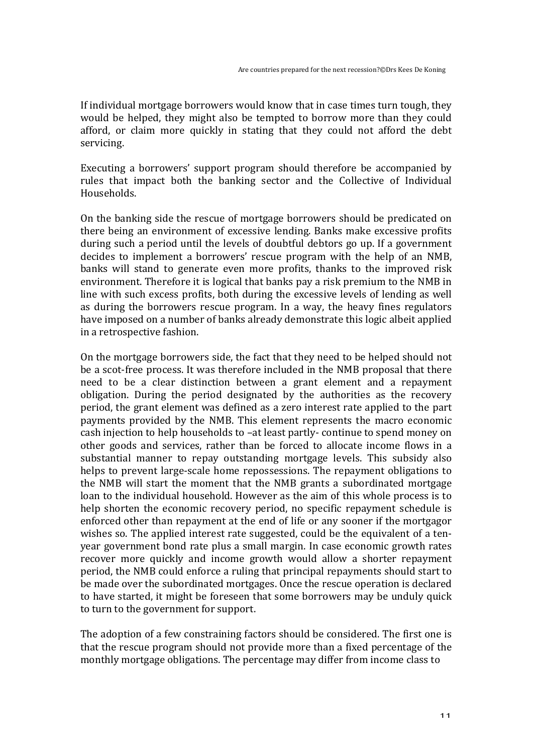If individual mortgage borrowers would know that in case times turn tough, they would be helped, they might also be tempted to borrow more than they could afford, or claim more quickly in stating that they could not afford the debt servicing.

Executing a borrowers' support program should therefore be accompanied by rules that impact both the banking sector and the Collective of Individual Households.

On the banking side the rescue of mortgage borrowers should be predicated on there being an environment of excessive lending. Banks make excessive profits during such a period until the levels of doubtful debtors go up. If a government decides to implement a borrowers' rescue program with the help of an NMB, banks will stand to generate even more profits, thanks to the improved risk environment. Therefore it is logical that banks pay a risk premium to the NMB in line with such excess profits, both during the excessive levels of lending as well as during the borrowers rescue program. In a way, the heavy fines regulators have imposed on a number of banks already demonstrate this logic albeit applied in a retrospective fashion.

On the mortgage borrowers side, the fact that they need to be helped should not be a scot-free process. It was therefore included in the NMB proposal that there need to be a clear distinction between a grant element and a repayment obligation. During the period designated by the authorities as the recovery period, the grant element was defined as a zero interest rate applied to the part payments provided by the NMB. This element represents the macro economic cash injection to help households to –at least partly- continue to spend money on other goods and services, rather than be forced to allocate income flows in a substantial manner to repay outstanding mortgage levels. This subsidy also helps to prevent large-scale home repossessions. The repayment obligations to the NMB will start the moment that the NMB grants a subordinated mortgage loan to the individual household. However as the aim of this whole process is to help shorten the economic recovery period, no specific repayment schedule is enforced other than repayment at the end of life or any sooner if the mortgagor wishes so. The applied interest rate suggested, could be the equivalent of a ten-year government bond rate plus a small margin. In case economic growth rates recover more quickly and income growth would allow a shorter repayment period, the NMB could enforce a ruling that principal repayments should start to be made over the subordinated mortgages. Once the rescue operation is declared to have started, it might be foreseen that some borrowers may be unduly quick to turn to the government for support.

The adoption of a few constraining factors should be considered. The first one is that the rescue program should not provide more than a fixed percentage of the monthly mortgage obligations. The percentage may differ from income class to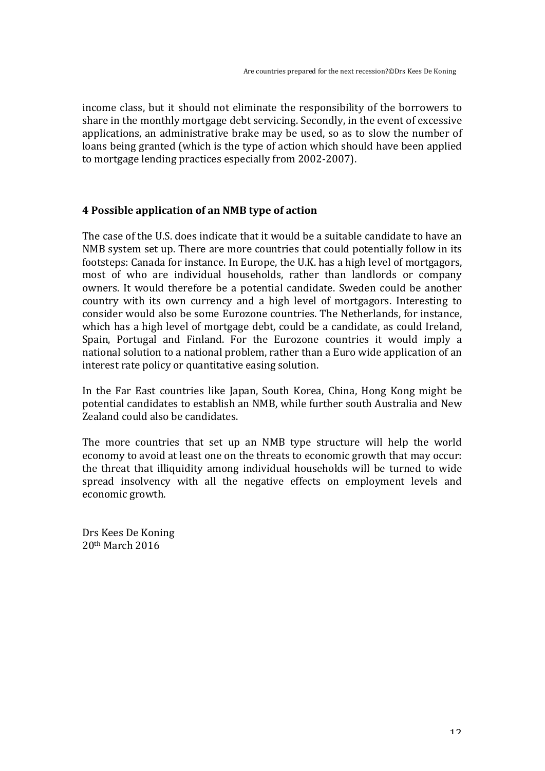income class, but it should not eliminate the responsibility of the borrowers to share in the monthly mortgage debt servicing. Secondly, in the event of excessive applications, an administrative brake may be used, so as to slow the number of loans being granted (which is the type of action which should have been applied to mortgage lending practices especially from 2002-2007).

## 4 Possible application of an NMB type of action

The case of the U.S. does indicate that it would be a suitable candidate to have an NMB system set up. There are more countries that could potentially follow in its footsteps: Canada for instance. In Europe, the U.K. has a high level of mortgagors, most of who are individual households, rather than landlords or company owners. It would therefore be a potential candidate. Sweden could be another country with its own currency and a high level of mortgagors. Interesting to consider would also be some Eurozone countries. The Netherlands, for instance, which has a high level of mortgage debt, could be a candidate, as could Ireland, Spain, Portugal and Finland. For the Eurozone countries it would imply a national solution to a national problem, rather than a Euro wide application of an interest rate policy or quantitative easing solution.

In the Far East countries like Japan, South Korea, China, Hong Kong might be potential candidates to establish an NMB, while further south Australia and New Zealand could also be candidates.

The more countries that set up an NMB type structure will help the world economy to avoid at least one on the threats to economic growth that may occur: the threat that illiquidity among individual households will be turned to wide spread insolvency with all the negative effects on employment levels and economic growth.

Drs Kees De Koning
20th March 2016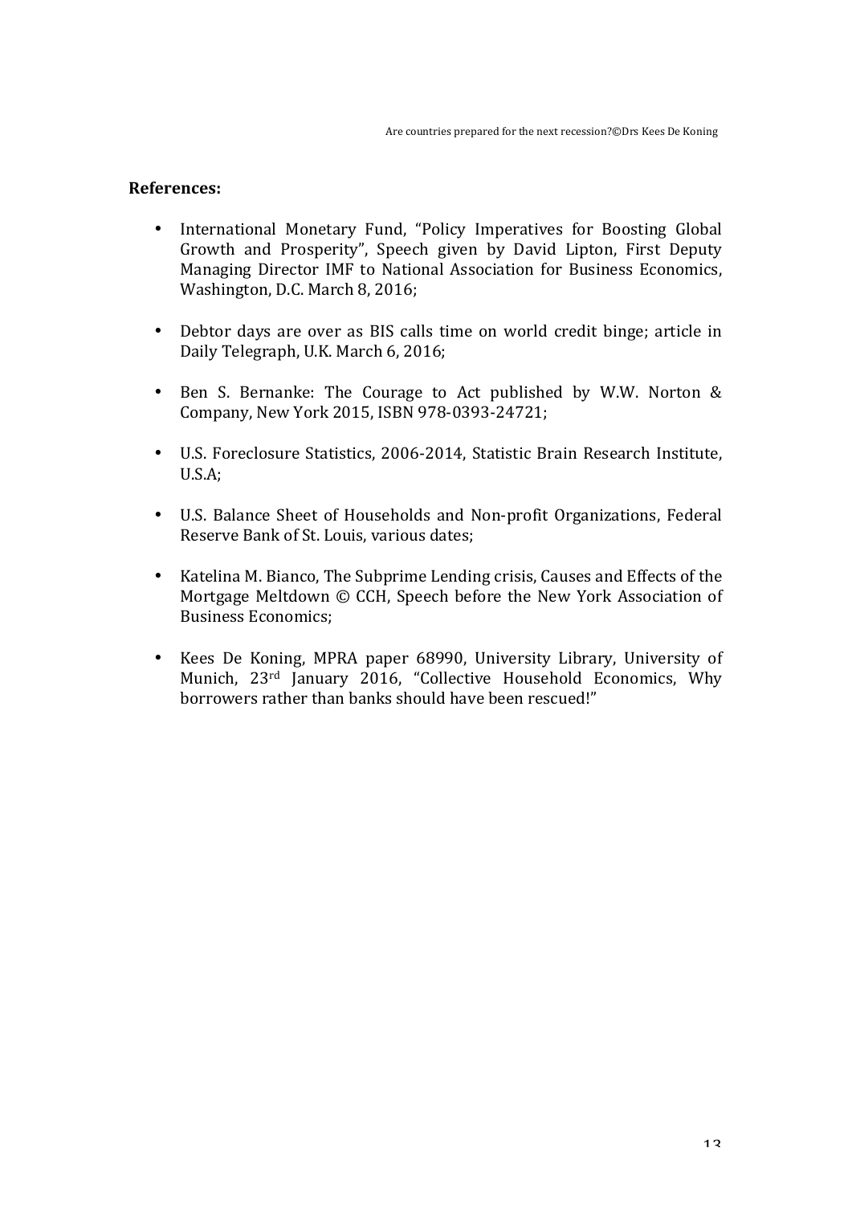**References:**

- International Monetary Fund, "Policy Imperatives for Boosting Global Growth and Prosperity", Speech given by David Lipton, First Deputy Managing Director IMF to National Association for Business Economics, Washington, D.C. March 8, 2016;

- Debtor days are over as BIS calls time on world credit binge; article in Daily Telegraph, U.K. March 6, 2016;

- Ben S. Bernanke: The Courage to Act published by W.W. Norton & Company, New York 2015, ISBN 978-0393-24721;

- U.S. Foreclosure Statistics, 2006-2014, Statistic Brain Research Institute, U.S.A;

- U.S. Balance Sheet of Households and Non-profit Organizations, Federal Reserve Bank of St. Louis, various dates;

- Katelina M. Bianco, The Subprime Lending crisis, Causes and Effects of the Mortgage Meltdown © CCH, Speech before the New York Association of Business Economics;

- Kees De Koning, MPRA paper 68990, University Library, University of Munich, 23rd January 2016, "Collective Household Economics, Why borrowers rather than banks should have been rescued!"